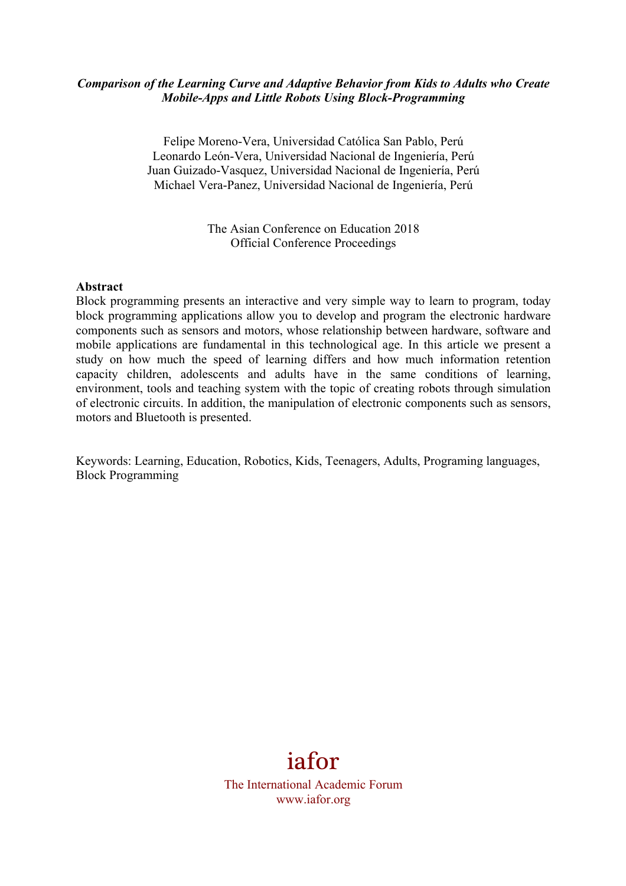***Comparison of the Learning Curve and Adaptive Behavior from Kids to Adults who Create Mobile-Apps and Little Robots Using Block-Programming***

Felipe Moreno-Vera, Universidad Católica San Pablo, Perú
Leonardo León-Vera, Universidad Nacional de Ingeniería, Perú
Juan Guizado-Vasquez, Universidad Nacional de Ingeniería, Perú
Michael Vera-Panez, Universidad Nacional de Ingeniería, Perú

The Asian Conference on Education 2018
Official Conference Proceedings

**Abstract**

Block programming presents an interactive and very simple way to learn to program, today block programming applications allow you to develop and program the electronic hardware components such as sensors and motors, whose relationship between hardware, software and mobile applications are fundamental in this technological age. In this article we present a study on how much the speed of learning differs and how much information retention capacity children, adolescents and adults have in the same conditions of learning, environment, tools and teaching system with the topic of creating robots through simulation of electronic circuits. In addition, the manipulation of electronic components such as sensors, motors and Bluetooth is presented.

Keywords: Learning, Education, Robotics, Kids, Teenagers, Adults, Programing languages, Block Programming

iafor
The International Academic Forum
www.iafor.org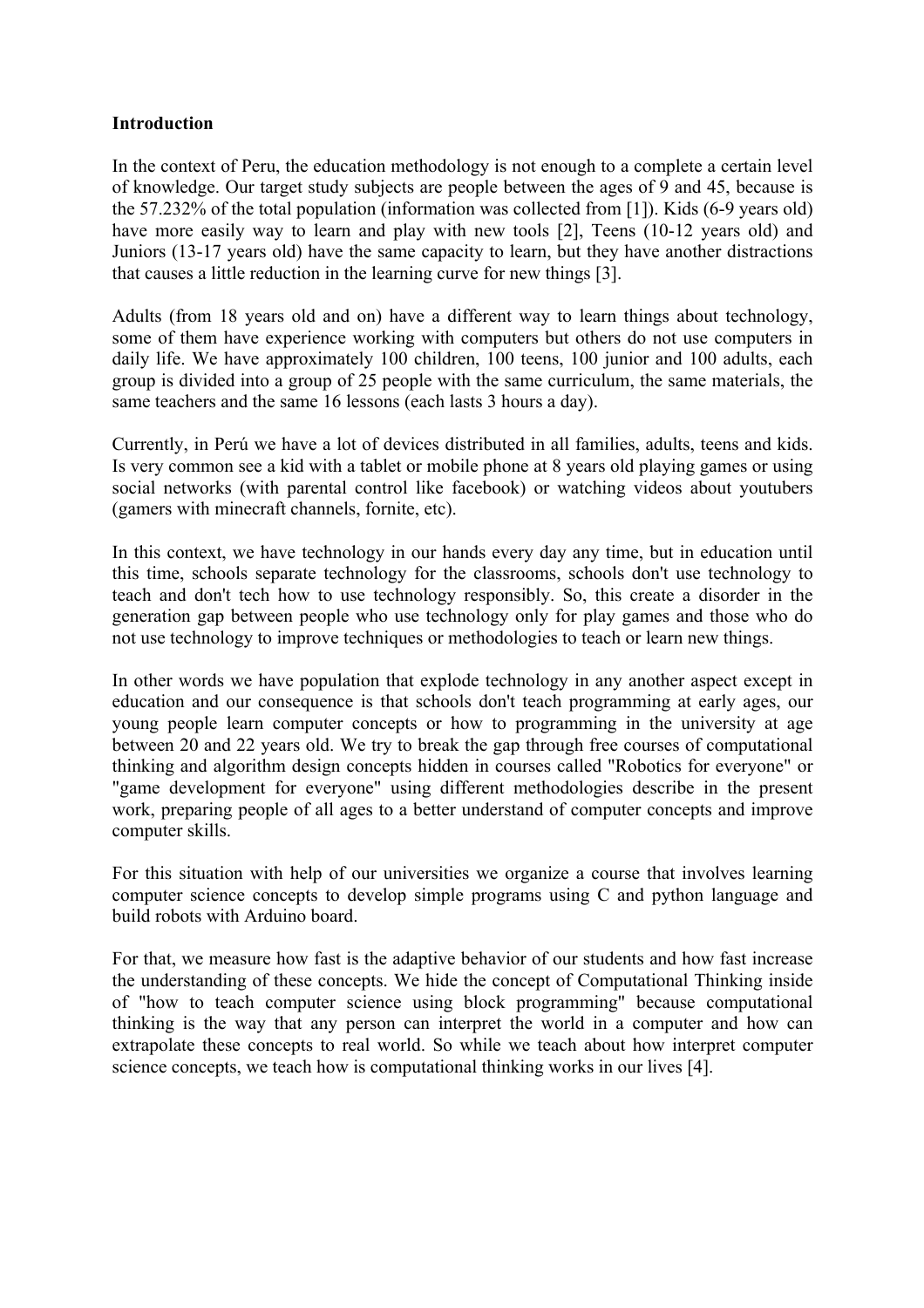**Introduction**

In the context of Peru, the education methodology is not enough to a complete a certain level of knowledge. Our target study subjects are people between the ages of 9 and 45, because is the 57.232% of the total population (information was collected from [1]). Kids (6-9 years old) have more easily way to learn and play with new tools [2], Teens (10-12 years old) and Juniors (13-17 years old) have the same capacity to learn, but they have another distractions that causes a little reduction in the learning curve for new things [3].

Adults (from 18 years old and on) have a different way to learn things about technology, some of them have experience working with computers but others do not use computers in daily life. We have approximately 100 children, 100 teens, 100 junior and 100 adults, each group is divided into a group of 25 people with the same curriculum, the same materials, the same teachers and the same 16 lessons (each lasts 3 hours a day).

Currently, in Perú we have a lot of devices distributed in all families, adults, teens and kids. Is very common see a kid with a tablet or mobile phone at 8 years old playing games or using social networks (with parental control like facebook) or watching videos about youtubers (gamers with minecraft channels, fornite, etc).

In this context, we have technology in our hands every day any time, but in education until this time, schools separate technology for the classrooms, schools don't use technology to teach and don't tech how to use technology responsibly. So, this create a disorder in the generation gap between people who use technology only for play games and those who do not use technology to improve techniques or methodologies to teach or learn new things.

In other words we have population that explode technology in any another aspect except in education and our consequence is that schools don't teach programming at early ages, our young people learn computer concepts or how to programming in the university at age between 20 and 22 years old. We try to break the gap through free courses of computational thinking and algorithm design concepts hidden in courses called "Robotics for everyone" or "game development for everyone" using different methodologies describe in the present work, preparing people of all ages to a better understand of computer concepts and improve computer skills.

For this situation with help of our universities we organize a course that involves learning computer science concepts to develop simple programs using C and python language and build robots with Arduino board.

For that, we measure how fast is the adaptive behavior of our students and how fast increase the understanding of these concepts. We hide the concept of Computational Thinking inside of "how to teach computer science using block programming" because computational thinking is the way that any person can interpret the world in a computer and how can extrapolate these concepts to real world. So while we teach about how interpret computer science concepts, we teach how is computational thinking works in our lives [4].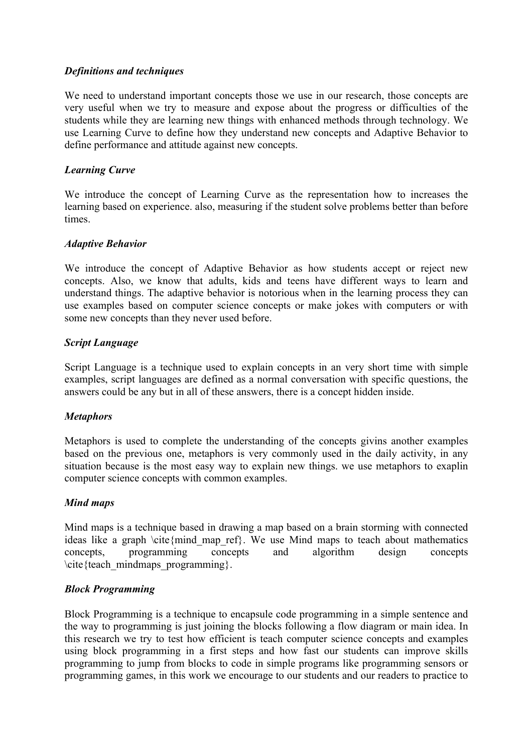### *Definitions and techniques*

We need to understand important concepts those we use in our research, those concepts are very useful when we try to measure and expose about the progress or difficulties of the students while they are learning new things with enhanced methods through technology. We use Learning Curve to define how they understand new concepts and Adaptive Behavior to define performance and attitude against new concepts.

### *Learning Curve*

We introduce the concept of Learning Curve as the representation how to increases the learning based on experience. also, measuring if the student solve problems better than before times.

### *Adaptive Behavior*

We introduce the concept of Adaptive Behavior as how students accept or reject new concepts. Also, we know that adults, kids and teens have different ways to learn and understand things. The adaptive behavior is notorious when in the learning process they can use examples based on computer science concepts or make jokes with computers or with some new concepts than they never used before.

### *Script Language*

Script Language is a technique used to explain concepts in an very short time with simple examples, script languages are defined as a normal conversation with specific questions, the answers could be any but in all of these answers, there is a concept hidden inside.

### *Metaphors*

Metaphors is used to complete the understanding of the concepts givins another examples based on the previous one, metaphors is very commonly used in the daily activity, in any situation because is the most easy way to explain new things. we use metaphors to exaplin computer science concepts with common examples.

### *Mind maps*

Mind maps is a technique based in drawing a map based on a brain storming with connected ideas like a graph \cite{mind_map_ref}. We use Mind maps to teach about mathematics concepts, programming concepts and algorithm design concepts \cite{teach_mindmaps_programming}.

### *Block Programming*

Block Programming is a technique to encapsule code programming in a simple sentence and the way to programming is just joining the blocks following a flow diagram or main idea. In this research we try to test how efficient is teach computer science concepts and examples using block programming in a first steps and how fast our students can improve skills programming to jump from blocks to code in simple programs like programming sensors or programming games, in this work we encourage to our students and our readers to practice to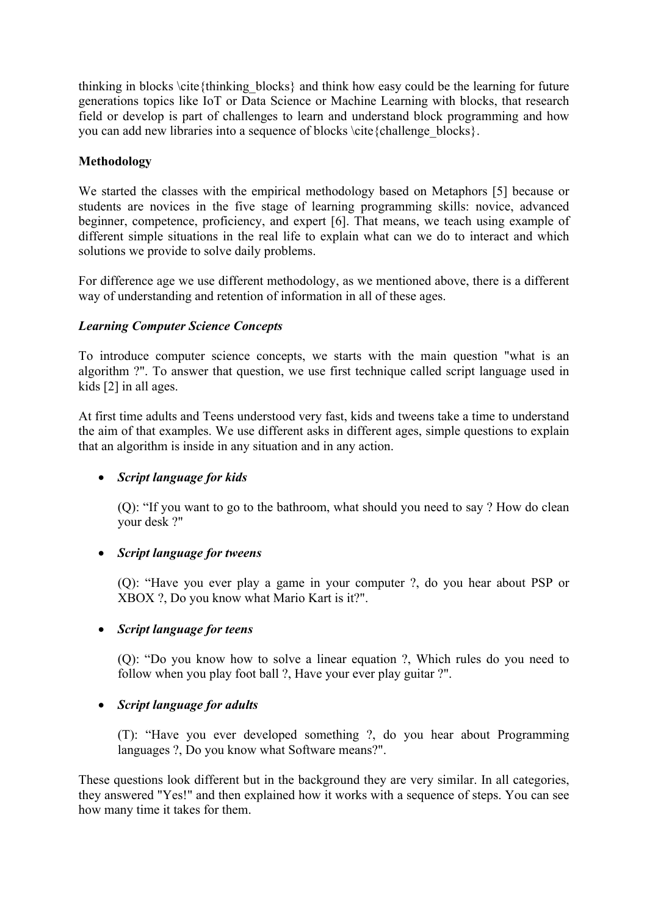thinking in blocks \cite{thinking_blocks} and think how easy could be the learning for future generations topics like IoT or Data Science or Machine Learning with blocks, that research field or develop is part of challenges to learn and understand block programming and how you can add new libraries into a sequence of blocks \cite{challenge_blocks}.

**Methodology**

We started the classes with the empirical methodology based on Metaphors [5] because or students are novices in the five stage of learning programming skills: novice, advanced beginner, competence, proficiency, and expert [6]. That means, we teach using example of different simple situations in the real life to explain what can we do to interact and which solutions we provide to solve daily problems.

For difference age we use different methodology, as we mentioned above, there is a different way of understanding and retention of information in all of these ages.

***Learning Computer Science Concepts***

To introduce computer science concepts, we starts with the main question "what is an algorithm ?". To answer that question, we use first technique called script language used in kids [2] in all ages.

At first time adults and Teens understood very fast, kids and tweens take a time to understand the aim of that examples. We use different asks in different ages, simple questions to explain that an algorithm is inside in any situation and in any action.

- ***Script language for kids***

  (Q): "If you want to go to the bathroom, what should you need to say ? How do clean your desk ?"

- ***Script language for tweens***

  (Q): "Have you ever play a game in your computer ?, do you hear about PSP or XBOX ?, Do you know what Mario Kart is it?".

- ***Script language for teens***

  (Q): "Do you know how to solve a linear equation ?, Which rules do you need to follow when you play foot ball ?, Have your ever play guitar ?".

- ***Script language for adults***

  (T): "Have you ever developed something ?, do you hear about Programming languages ?, Do you know what Software means?".

These questions look different but in the background they are very similar. In all categories, they answered "Yes!" and then explained how it works with a sequence of steps. You can see how many time it takes for them.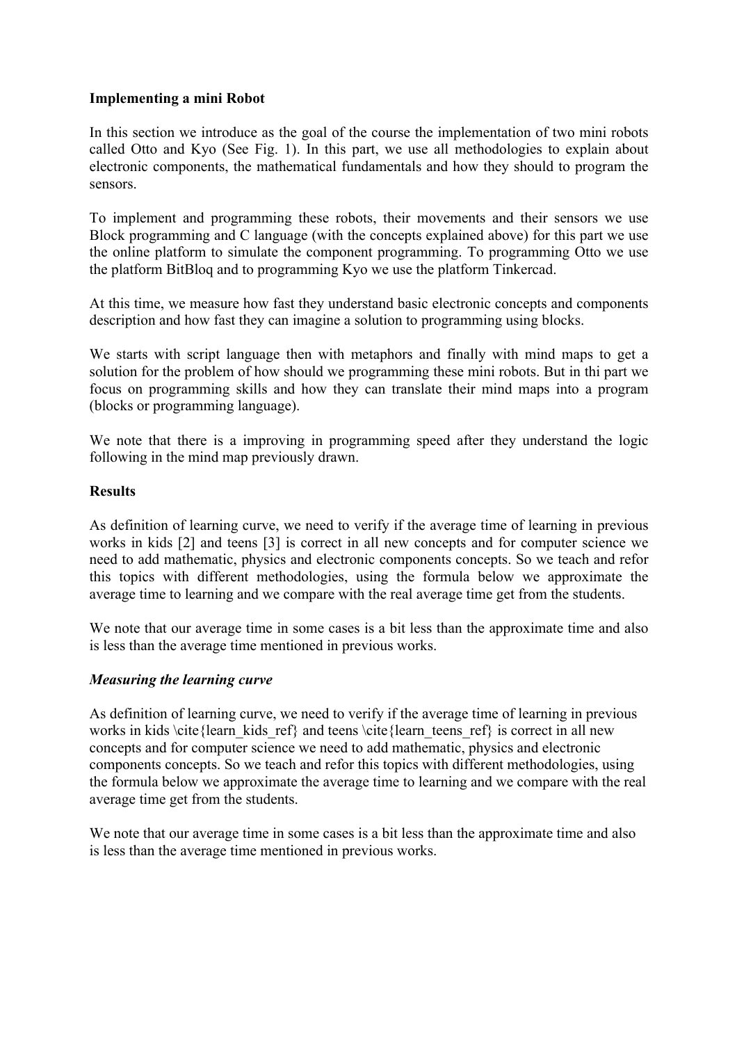**Implementing a mini Robot**

In this section we introduce as the goal of the course the implementation of two mini robots called Otto and Kyo (See Fig. 1). In this part, we use all methodologies to explain about electronic components, the mathematical fundamentals and how they should to program the sensors.

To implement and programming these robots, their movements and their sensors we use Block programming and C language (with the concepts explained above) for this part we use the online platform to simulate the component programming. To programming Otto we use the platform BitBloq and to programming Kyo we use the platform Tinkercad.

At this time, we measure how fast they understand basic electronic concepts and components description and how fast they can imagine a solution to programming using blocks.

We starts with script language then with metaphors and finally with mind maps to get a solution for the problem of how should we programming these mini robots. But in thi part we focus on programming skills and how they can translate their mind maps into a program (blocks or programming language).

We note that there is a improving in programming speed after they understand the logic following in the mind map previously drawn.

**Results**

As definition of learning curve, we need to verify if the average time of learning in previous works in kids [2] and teens [3] is correct in all new concepts and for computer science we need to add mathematic, physics and electronic components concepts. So we teach and refor this topics with different methodologies, using the formula below we approximate the average time to learning and we compare with the real average time get from the students.

We note that our average time in some cases is a bit less than the approximate time and also is less than the average time mentioned in previous works.

***Measuring the learning curve***

As definition of learning curve, we need to verify if the average time of learning in previous works in kids \cite{learn_kids_ref} and teens \cite{learn_teens_ref} is correct in all new concepts and for computer science we need to add mathematic, physics and electronic components concepts. So we teach and refor this topics with different methodologies, using the formula below we approximate the average time to learning and we compare with the real average time get from the students.

We note that our average time in some cases is a bit less than the approximate time and also is less than the average time mentioned in previous works.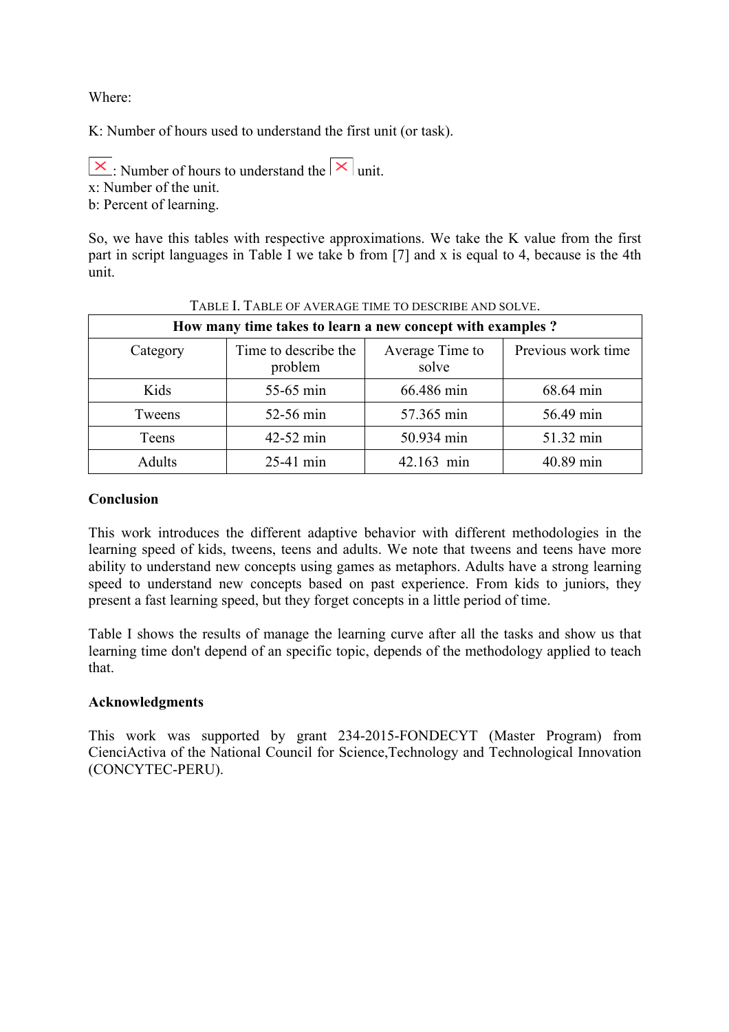Where:

K: Number of hours used to understand the first unit (or task).

: Number of hours to understand the  unit.
x: Number of the unit.
b: Percent of learning.

So, we have this tables with respective approximations. We take the K value from the first part in script languages in Table I we take b from [7] and x is equal to 4, because is the 4th unit.

TABLE I. TABLE OF AVERAGE TIME TO DESCRIBE AND SOLVE.

| **How many time takes to learn a new concept with examples ?** | | | |
|---|---|---|---|
| Category | Time to describe the problem | Average Time to solve | Previous work time |
| Kids | 55-65 min | 66.486 min | 68.64 min |
| Tweens | 52-56 min | 57.365 min | 56.49 min |
| Teens | 42-52 min | 50.934 min | 51.32 min |
| Adults | 25-41 min | 42.163 min | 40.89 min |

**Conclusion**

This work introduces the different adaptive behavior with different methodologies in the learning speed of kids, tweens, teens and adults. We note that tweens and teens have more ability to understand new concepts using games as metaphors. Adults have a strong learning speed to understand new concepts based on past experience. From kids to juniors, they present a fast learning speed, but they forget concepts in a little period of time.

Table I shows the results of manage the learning curve after all the tasks and show us that learning time don't depend of an specific topic, depends of the methodology applied to teach that.

**Acknowledgments**

This work was supported by grant 234-2015-FONDECYT (Master Program) from CienciActiva of the National Council for Science,Technology and Technological Innovation (CONCYTEC-PERU).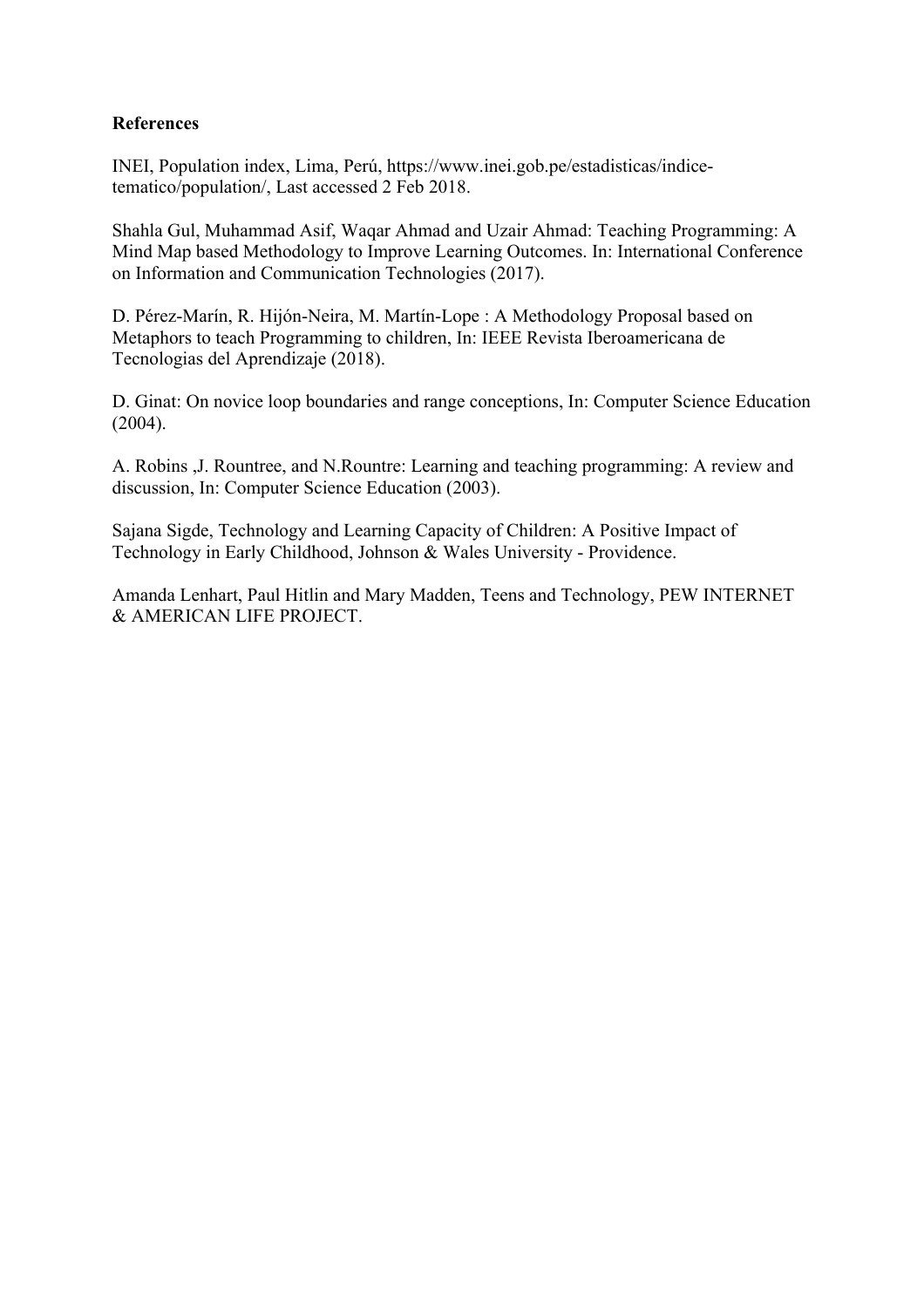**References**

INEI, Population index, Lima, Perú, https://www.inei.gob.pe/estadisticas/indice-tematico/population/, Last accessed 2 Feb 2018.

Shahla Gul, Muhammad Asif, Waqar Ahmad and Uzair Ahmad: Teaching Programming: A Mind Map based Methodology to Improve Learning Outcomes. In: International Conference on Information and Communication Technologies (2017).

D. Pérez-Marín, R. Hijón-Neira, M. Martín-Lope : A Methodology Proposal based on Metaphors to teach Programming to children, In: IEEE Revista Iberoamericana de Tecnologias del Aprendizaje (2018).

D. Ginat: On novice loop boundaries and range conceptions, In: Computer Science Education (2004).

A. Robins ,J. Rountree, and N.Rountre: Learning and teaching programming: A review and discussion, In: Computer Science Education (2003).

Sajana Sigde, Technology and Learning Capacity of Children: A Positive Impact of Technology in Early Childhood, Johnson & Wales University - Providence.

Amanda Lenhart, Paul Hitlin and Mary Madden, Teens and Technology, PEW INTERNET & AMERICAN LIFE PROJECT.